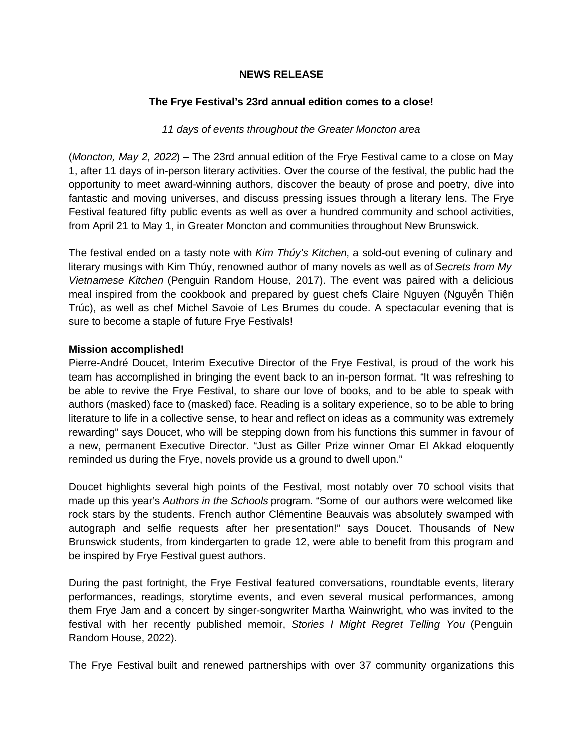**NEWS RELEASE**

**The Frye Festival's 23rd annual edition comes to a close!**

*11 days of events throughout the Greater Moncton area*

(*Moncton, May 2, 2022*) – The 23rd annual edition of the Frye Festival came to a close on May 1, after 11 days of in-person literary activities. Over the course of the festival, the public had the opportunity to meet award-winning authors, discover the beauty of prose and poetry, dive into fantastic and moving universes, and discuss pressing issues through a literary lens. The Frye Festival featured fifty public events as well as over a hundred community and school activities, from April 21 to May 1, in Greater Moncton and communities throughout New Brunswick.

The festival ended on a tasty note with *Kim Thúy's Kitchen*, a sold-out evening of culinary and literary musings with Kim Thúy, renowned author of many novels as well as of *Secrets from My Vietnamese Kitchen* (Penguin Random House, 2017). The event was paired with a delicious meal inspired from the cookbook and prepared by guest chefs Claire Nguyen (Nguyễn Thiện Trúc), as well as chef Michel Savoie of Les Brumes du coude. A spectacular evening that is sure to become a staple of future Frye Festivals!

**Mission accomplished!**

Pierre-André Doucet, Interim Executive Director of the Frye Festival, is proud of the work his team has accomplished in bringing the event back to an in-person format. "It was refreshing to be able to revive the Frye Festival, to share our love of books, and to be able to speak with authors (masked) face to (masked) face. Reading is a solitary experience, so to be able to bring literature to life in a collective sense, to hear and reflect on ideas as a community was extremely rewarding" says Doucet, who will be stepping down from his functions this summer in favour of a new, permanent Executive Director. "Just as Giller Prize winner Omar El Akkad eloquently reminded us during the Frye, novels provide us a ground to dwell upon."

Doucet highlights several high points of the Festival, most notably over 70 school visits that made up this year's *Authors in the Schools* program. "Some of our authors were welcomed like rock stars by the students. French author Clémentine Beauvais was absolutely swamped with autograph and selfie requests after her presentation!" says Doucet. Thousands of New Brunswick students, from kindergarten to grade 12, were able to benefit from this program and be inspired by Frye Festival guest authors.

During the past fortnight, the Frye Festival featured conversations, roundtable events, literary performances, readings, storytime events, and even several musical performances, among them Frye Jam and a concert by singer-songwriter Martha Wainwright, who was invited to the festival with her recently published memoir, *Stories I Might Regret Telling You* (Penguin Random House, 2022).

The Frye Festival built and renewed partnerships with over 37 community organizations this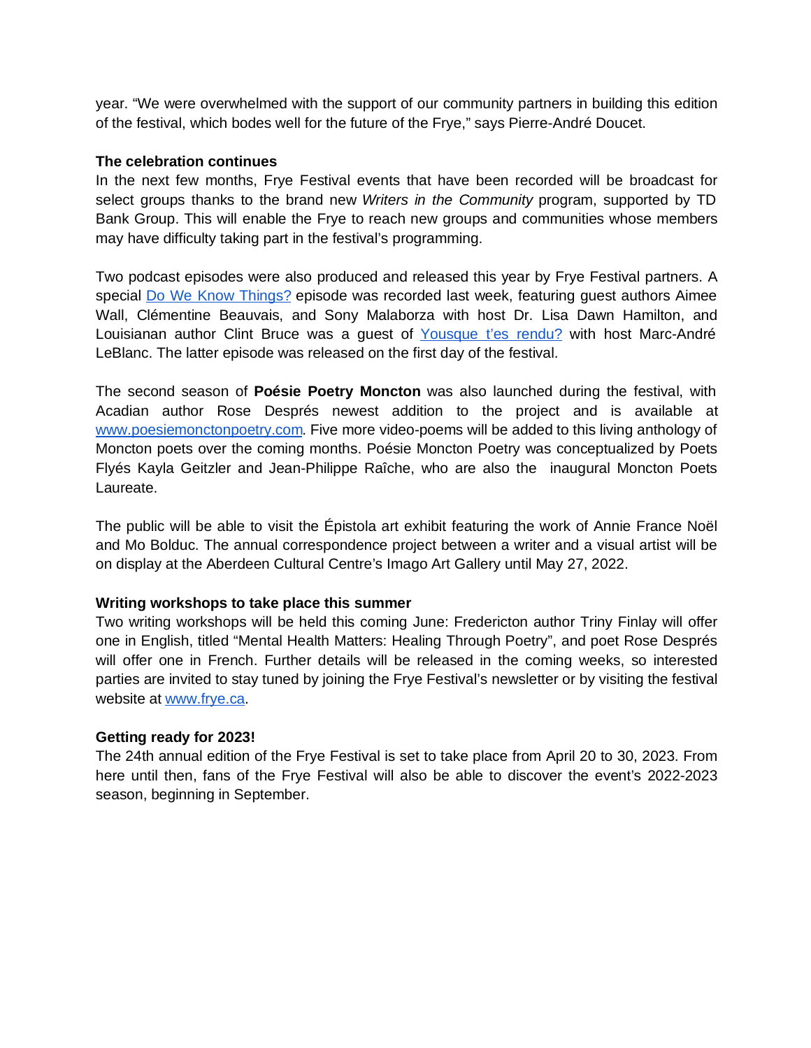year. "We were overwhelmed with the support of our community partners in building this edition of the festival, which bodes well for the future of the Frye," says Pierre-André Doucet.

**The celebration continues**

In the next few months, Frye Festival events that have been recorded will be broadcast for select groups thanks to the brand new *Writers in the Community* program, supported by TD Bank Group. This will enable the Frye to reach new groups and communities whose members may have difficulty taking part in the festival's programming.

Two podcast episodes were also produced and released this year by Frye Festival partners. A special [Do We Know Things?]() episode was recorded last week, featuring guest authors Aimee Wall, Clémentine Beauvais, and Sony Malaborza with host Dr. Lisa Dawn Hamilton, and Louisianan author Clint Bruce was a guest of [Yousque t'es rendu?]() with host Marc-André LeBlanc. The latter episode was released on the first day of the festival.

The second season of **Poésie Poetry Moncton** was also launched during the festival, with Acadian author Rose Després newest addition to the project and is available at [www.poesiemonctonpoetry.com](http://www.poesiemonctonpoetry.com). Five more video-poems will be added to this living anthology of Moncton poets over the coming months. Poésie Moncton Poetry was conceptualized by Poets Flyés Kayla Geitzler and Jean-Philippe Raîche, who are also the inaugural Moncton Poets Laureate.

The public will be able to visit the Épistola art exhibit featuring the work of Annie France Noël and Mo Bolduc. The annual correspondence project between a writer and a visual artist will be on display at the Aberdeen Cultural Centre's Imago Art Gallery until May 27, 2022.

**Writing workshops to take place this summer**

Two writing workshops will be held this coming June: Fredericton author Triny Finlay will offer one in English, titled "Mental Health Matters: Healing Through Poetry", and poet Rose Després will offer one in French. Further details will be released in the coming weeks, so interested parties are invited to stay tuned by joining the Frye Festival's newsletter or by visiting the festival website at [www.frye.ca](http://www.frye.ca).

**Getting ready for 2023!**

The 24th annual edition of the Frye Festival is set to take place from April 20 to 30, 2023. From here until then, fans of the Frye Festival will also be able to discover the event's 2022-2023 season, beginning in September.